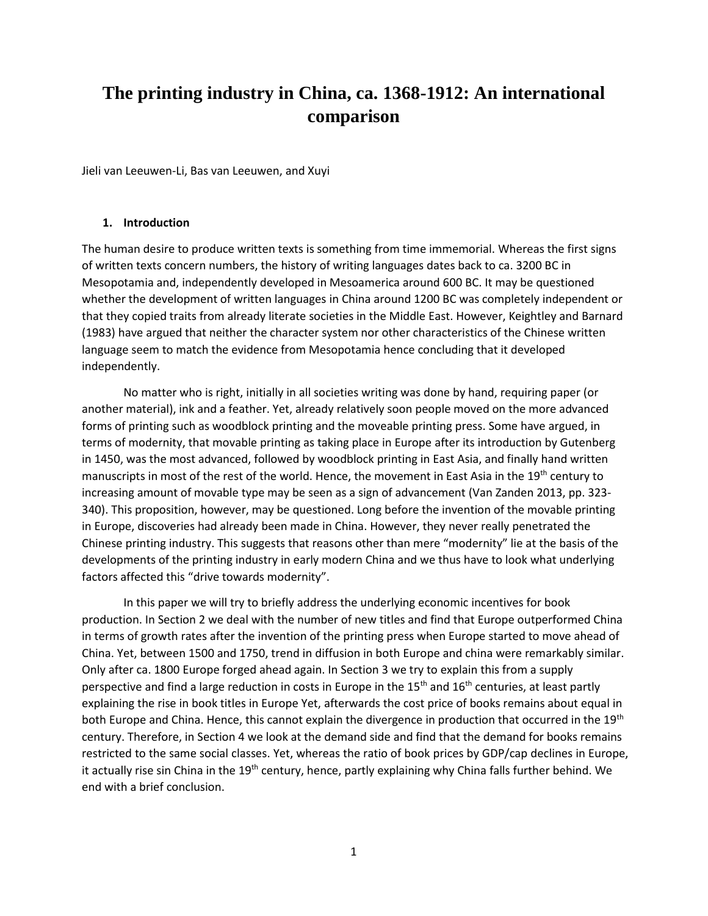# The printing industry in China, ca. 1368-1912: An international comparison

Jieli van Leeuwen-Li, Bas van Leeuwen, and Xuyi

## 1. Introduction

The human desire to produce written texts is something from time immemorial. Whereas the first signs of written texts concern numbers, the history of writing languages dates back to ca. 3200 BC in Mesopotamia and, independently developed in Mesoamerica around 600 BC. It may be questioned whether the development of written languages in China around 1200 BC was completely independent or that they copied traits from already literate societies in the Middle East. However, Keightley and Barnard (1983) have argued that neither the character system nor other characteristics of the Chinese written language seem to match the evidence from Mesopotamia hence concluding that it developed independently.

No matter who is right, initially in all societies writing was done by hand, requiring paper (or another material), ink and a feather. Yet, already relatively soon people moved on the more advanced forms of printing such as woodblock printing and the moveable printing press. Some have argued, in terms of modernity, that movable printing as taking place in Europe after its introduction by Gutenberg in 1450, was the most advanced, followed by woodblock printing in East Asia, and finally hand written manuscripts in most of the rest of the world. Hence, the movement in East Asia in the 19th century to increasing amount of movable type may be seen as a sign of advancement (Van Zanden 2013, pp. 323-340). This proposition, however, may be questioned. Long before the invention of the movable printing in Europe, discoveries had already been made in China. However, they never really penetrated the Chinese printing industry. This suggests that reasons other than mere "modernity" lie at the basis of the developments of the printing industry in early modern China and we thus have to look what underlying factors affected this "drive towards modernity".

In this paper we will try to briefly address the underlying economic incentives for book production. In Section 2 we deal with the number of new titles and find that Europe outperformed China in terms of growth rates after the invention of the printing press when Europe started to move ahead of China. Yet, between 1500 and 1750, trend in diffusion in both Europe and china were remarkably similar. Only after ca. 1800 Europe forged ahead again. In Section 3 we try to explain this from a supply perspective and find a large reduction in costs in Europe in the 15th and 16th centuries, at least partly explaining the rise in book titles in Europe Yet, afterwards the cost price of books remains about equal in both Europe and China. Hence, this cannot explain the divergence in production that occurred in the 19th century. Therefore, in Section 4 we look at the demand side and find that the demand for books remains restricted to the same social classes. Yet, whereas the ratio of book prices by GDP/cap declines in Europe, it actually rise sin China in the 19th century, hence, partly explaining why China falls further behind. We end with a brief conclusion.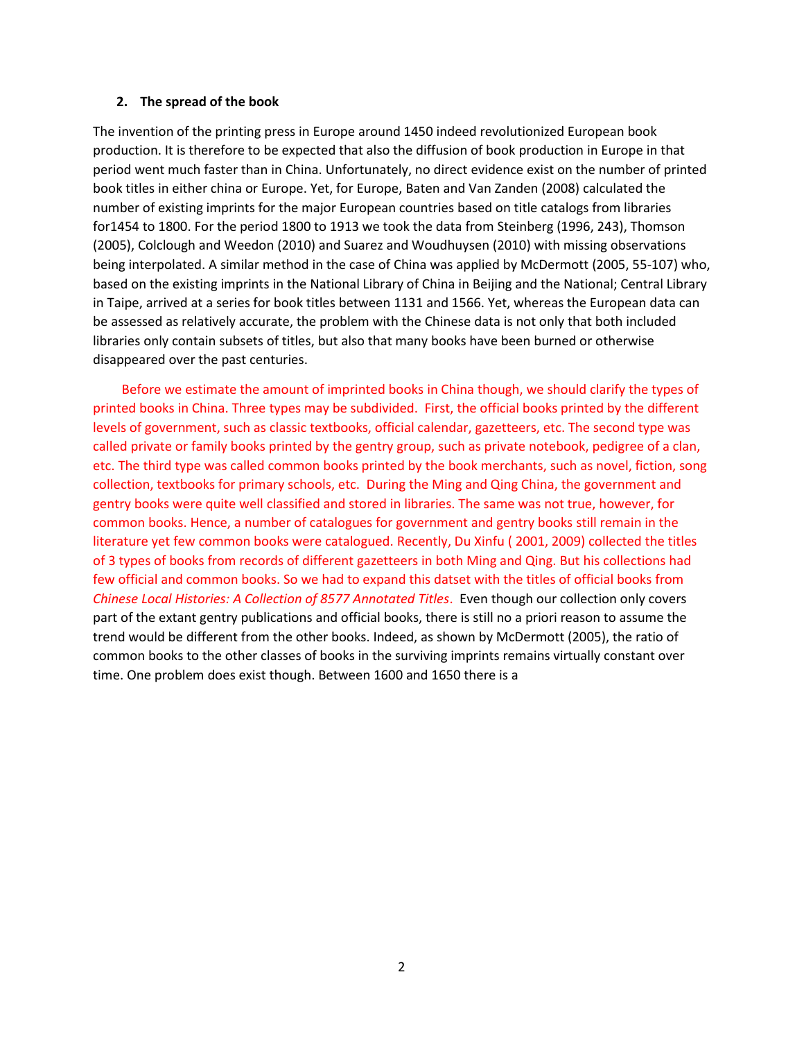## 2. The spread of the book

The invention of the printing press in Europe around 1450 indeed revolutionized European book production. It is therefore to be expected that also the diffusion of book production in Europe in that period went much faster than in China. Unfortunately, no direct evidence exist on the number of printed book titles in either china or Europe. Yet, for Europe, Baten and Van Zanden (2008) calculated the number of existing imprints for the major European countries based on title catalogs from libraries for1454 to 1800. For the period 1800 to 1913 we took the data from Steinberg (1996, 243), Thomson (2005), Colclough and Weedon (2010) and Suarez and Woudhuysen (2010) with missing observations being interpolated. A similar method in the case of China was applied by McDermott (2005, 55-107) who, based on the existing imprints in the National Library of China in Beijing and the National; Central Library in Taipe, arrived at a series for book titles between 1131 and 1566. Yet, whereas the European data can be assessed as relatively accurate, the problem with the Chinese data is not only that both included libraries only contain subsets of titles, but also that many books have been burned or otherwise disappeared over the past centuries.

Before we estimate the amount of imprinted books in China though, we should clarify the types of printed books in China. Three types may be subdivided. First, the official books printed by the different levels of government, such as classic textbooks, official calendar, gazetteers, etc. The second type was called private or family books printed by the gentry group, such as private notebook, pedigree of a clan, etc. The third type was called common books printed by the book merchants, such as novel, fiction, song collection, textbooks for primary schools, etc. During the Ming and Qing China, the government and gentry books were quite well classified and stored in libraries. The same was not true, however, for common books. Hence, a number of catalogues for government and gentry books still remain in the literature yet few common books were catalogued. Recently, Du Xinfu ( 2001, 2009) collected the titles of 3 types of books from records of different gazetteers in both Ming and Qing. But his collections had few official and common books. So we had to expand this datset with the titles of official books from *Chinese Local Histories: A Collection of 8577 Annotated Titles*. Even though our collection only covers part of the extant gentry publications and official books, there is still no a priori reason to assume the trend would be different from the other books. Indeed, as shown by McDermott (2005), the ratio of common books to the other classes of books in the surviving imprints remains virtually constant over time. One problem does exist though. Between 1600 and 1650 there is a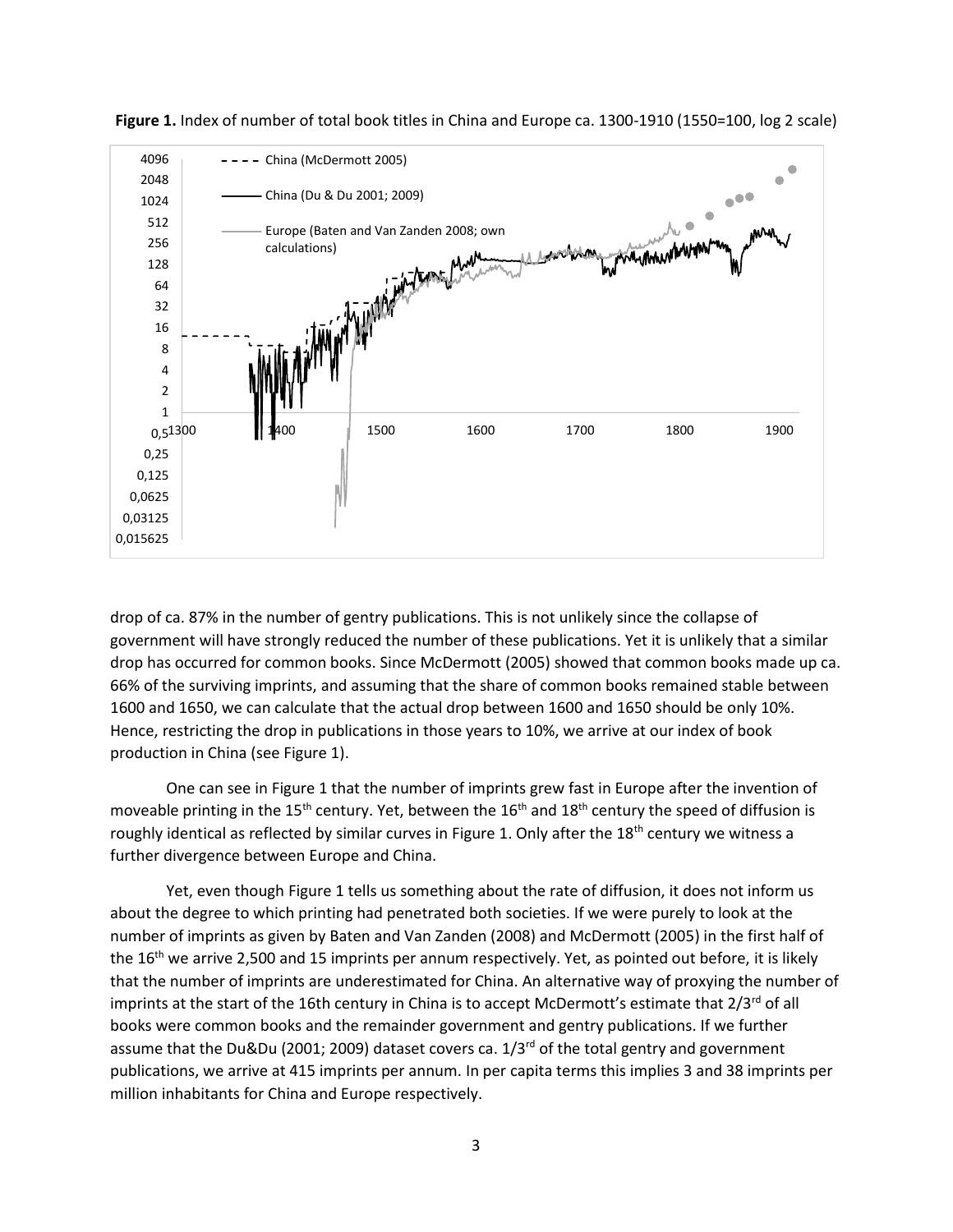**Figure 1.** Index of number of total book titles in China and Europe ca. 1300-1910 (1550=100, log 2 scale)

drop of ca. 87% in the number of gentry publications. This is not unlikely since the collapse of government will have strongly reduced the number of these publications. Yet it is unlikely that a similar drop has occurred for common books. Since McDermott (2005) showed that common books made up ca. 66% of the surviving imprints, and assuming that the share of common books remained stable between 1600 and 1650, we can calculate that the actual drop between 1600 and 1650 should be only 10%. Hence, restricting the drop in publications in those years to 10%, we arrive at our index of book production in China (see Figure 1).

One can see in Figure 1 that the number of imprints grew fast in Europe after the invention of moveable printing in the 15th century. Yet, between the 16th and 18th century the speed of diffusion is roughly identical as reflected by similar curves in Figure 1. Only after the 18th century we witness a further divergence between Europe and China.

Yet, even though Figure 1 tells us something about the rate of diffusion, it does not inform us about the degree to which printing had penetrated both societies. If we were purely to look at the number of imprints as given by Baten and Van Zanden (2008) and McDermott (2005) in the first half of the 16th we arrive 2,500 and 15 imprints per annum respectively. Yet, as pointed out before, it is likely that the number of imprints are underestimated for China. An alternative way of proxying the number of imprints at the start of the 16th century in China is to accept McDermott's estimate that 2/3rd of all books were common books and the remainder government and gentry publications. If we further assume that the Du&Du (2001; 2009) dataset covers ca. 1/3rd of the total gentry and government publications, we arrive at 415 imprints per annum. In per capita terms this implies 3 and 38 imprints per million inhabitants for China and Europe respectively.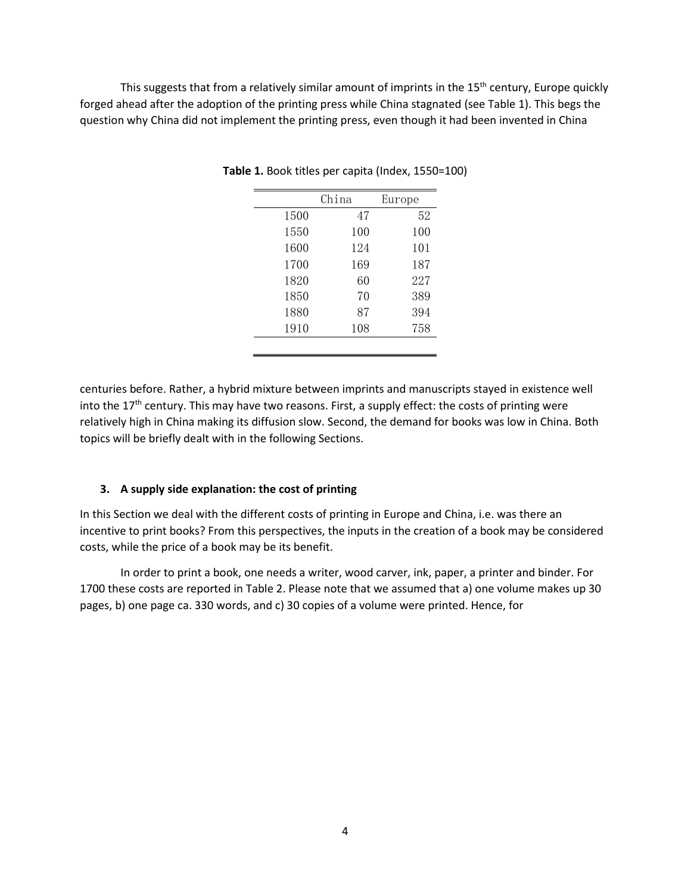This suggests that from a relatively similar amount of imprints in the 15th century, Europe quickly forged ahead after the adoption of the printing press while China stagnated (see Table 1). This begs the question why China did not implement the printing press, even though it had been invented in China centuries before. Rather, a hybrid mixture between imprints and manuscripts stayed in existence well into the 17th century. This may have two reasons. First, a supply effect: the costs of printing were relatively high in China making its diffusion slow. Second, the demand for books was low in China. Both topics will be briefly dealt with in the following Sections.

**Table 1.** Book titles per capita (Index, 1550=100)

| | China | Europe |
|---|---|---|
| 1500 | 47 | 52 |
| 1550 | 100 | 100 |
| 1600 | 124 | 101 |
| 1700 | 169 | 187 |
| 1820 | 60 | 227 |
| 1850 | 70 | 389 |
| 1880 | 87 | 394 |
| 1910 | 108 | 758 |

### 3. A supply side explanation: the cost of printing

In this Section we deal with the different costs of printing in Europe and China, i.e. was there an incentive to print books? From this perspectives, the inputs in the creation of a book may be considered costs, while the price of a book may be its benefit.

In order to print a book, one needs a writer, wood carver, ink, paper, a printer and binder. For 1700 these costs are reported in Table 2. Please note that we assumed that a) one volume makes up 30 pages, b) one page ca. 330 words, and c) 30 copies of a volume were printed. Hence, for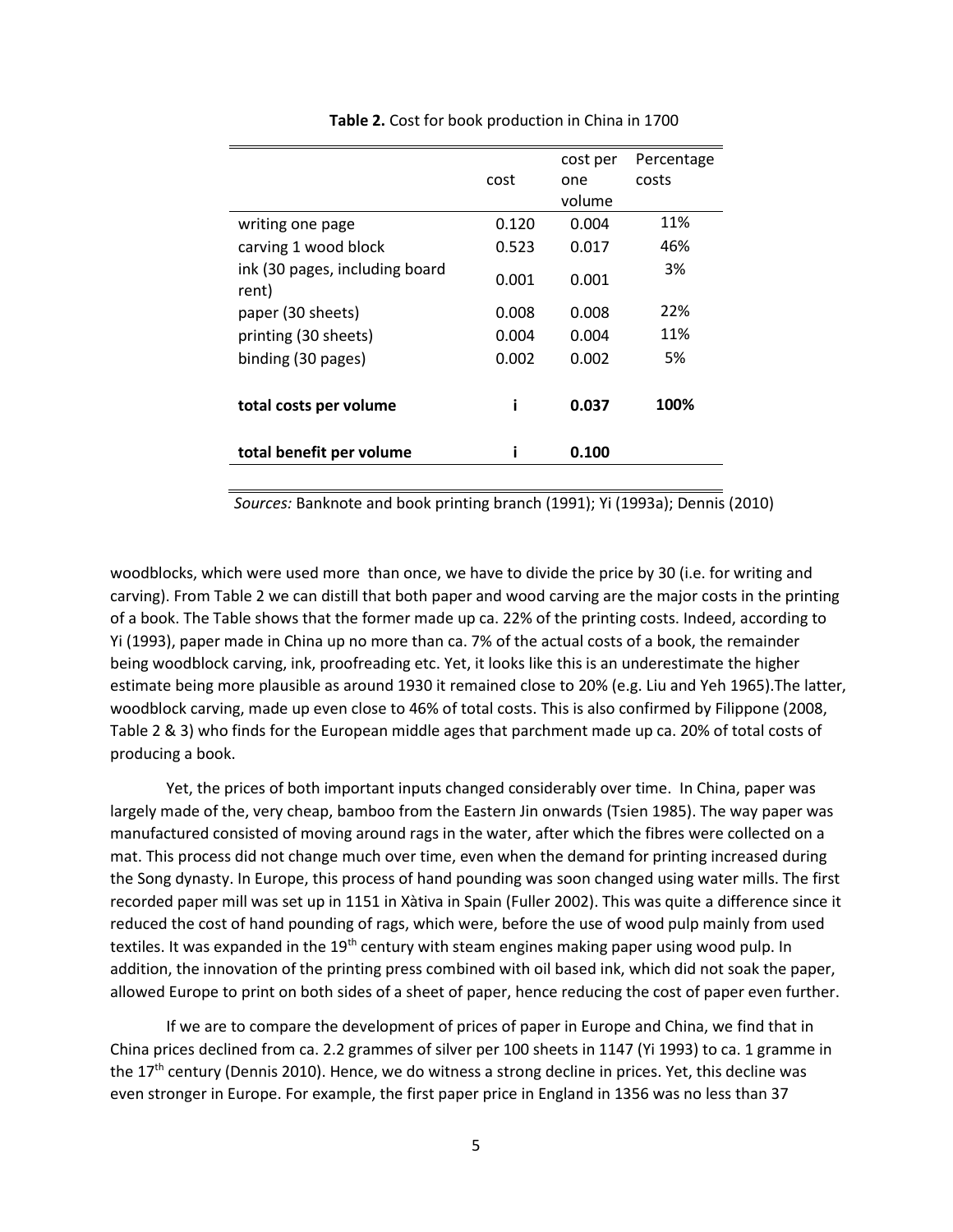**Table 2.** Cost for book production in China in 1700

| | cost | cost per one volume | Percentage costs |
|---|---|---|---|
| writing one page | 0.120 | 0.004 | 11% |
| carving 1 wood block | 0.523 | 0.017 | 46% |
| ink (30 pages, including board rent) | 0.001 | 0.001 | 3% |
| paper (30 sheets) | 0.008 | 0.008 | 22% |
| printing (30 sheets) | 0.004 | 0.004 | 11% |
| binding (30 pages) | 0.002 | 0.002 | 5% |
| **total costs per volume** | **i** | **0.037** | **100%** |
| **total benefit per volume** | **i** | **0.100** | |

*Sources:* Banknote and book printing branch (1991); Yi (1993a); Dennis (2010)

woodblocks, which were used more than once, we have to divide the price by 30 (i.e. for writing and carving). From Table 2 we can distill that both paper and wood carving are the major costs in the printing of a book. The Table shows that the former made up ca. 22% of the printing costs. Indeed, according to Yi (1993), paper made in China up no more than ca. 7% of the actual costs of a book, the remainder being woodblock carving, ink, proofreading etc. Yet, it looks like this is an underestimate the higher estimate being more plausible as around 1930 it remained close to 20% (e.g. Liu and Yeh 1965).The latter, woodblock carving, made up even close to 46% of total costs. This is also confirmed by Filippone (2008, Table 2 & 3) who finds for the European middle ages that parchment made up ca. 20% of total costs of producing a book.

Yet, the prices of both important inputs changed considerably over time. In China, paper was largely made of the, very cheap, bamboo from the Eastern Jin onwards (Tsien 1985). The way paper was manufactured consisted of moving around rags in the water, after which the fibres were collected on a mat. This process did not change much over time, even when the demand for printing increased during the Song dynasty. In Europe, this process of hand pounding was soon changed using water mills. The first recorded paper mill was set up in 1151 in Xàtiva in Spain (Fuller 2002). This was quite a difference since it reduced the cost of hand pounding of rags, which were, before the use of wood pulp mainly from used textiles. It was expanded in the 19th century with steam engines making paper using wood pulp. In addition, the innovation of the printing press combined with oil based ink, which did not soak the paper, allowed Europe to print on both sides of a sheet of paper, hence reducing the cost of paper even further.

If we are to compare the development of prices of paper in Europe and China, we find that in China prices declined from ca. 2.2 grammes of silver per 100 sheets in 1147 (Yi 1993) to ca. 1 gramme in the 17th century (Dennis 2010). Hence, we do witness a strong decline in prices. Yet, this decline was even stronger in Europe. For example, the first paper price in England in 1356 was no less than 37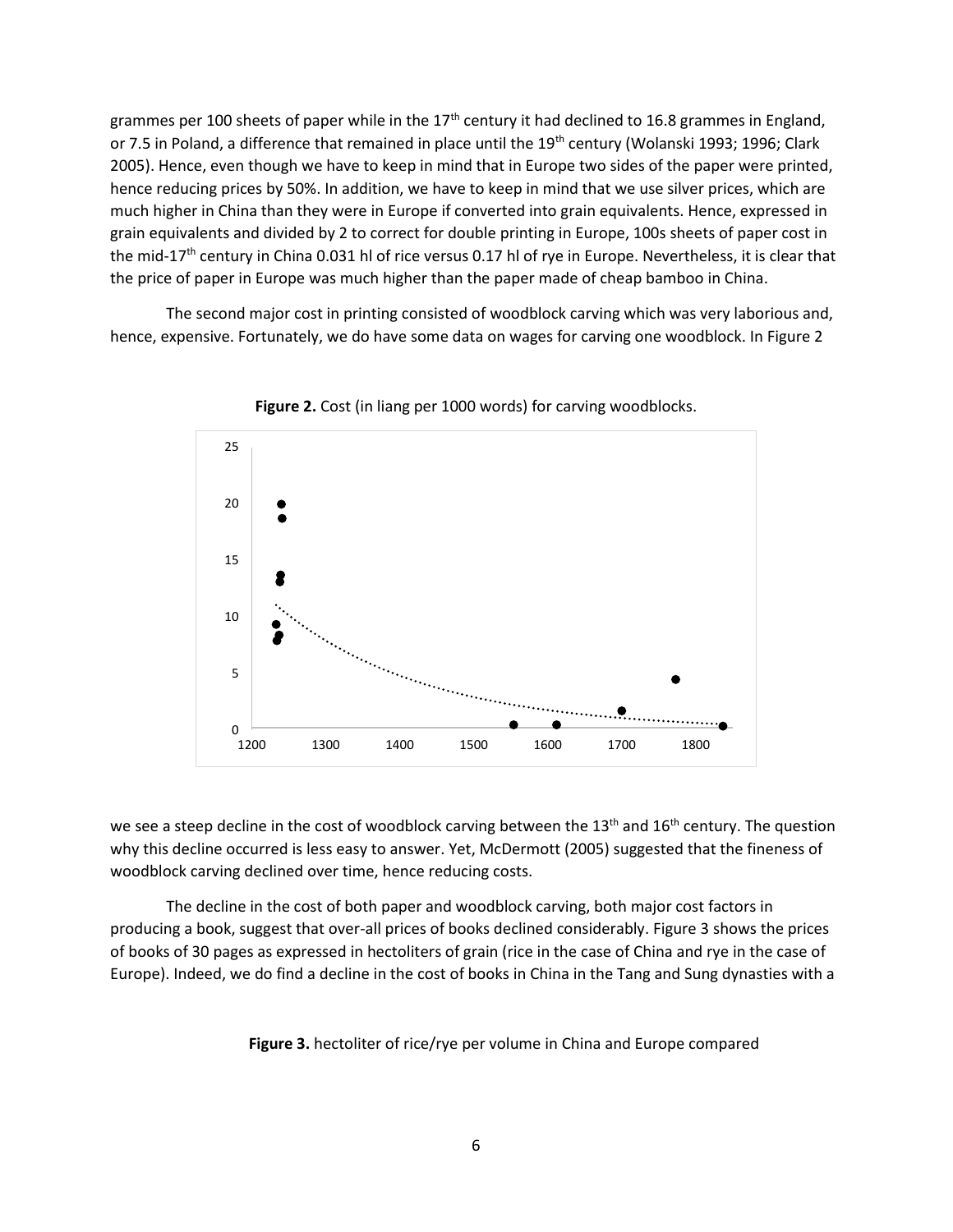grammes per 100 sheets of paper while in the 17th century it had declined to 16.8 grammes in England, or 7.5 in Poland, a difference that remained in place until the 19th century (Wolanski 1993; 1996; Clark 2005). Hence, even though we have to keep in mind that in Europe two sides of the paper were printed, hence reducing prices by 50%. In addition, we have to keep in mind that we use silver prices, which are much higher in China than they were in Europe if converted into grain equivalents. Hence, expressed in grain equivalents and divided by 2 to correct for double printing in Europe, 100s sheets of paper cost in the mid-17th century in China 0.031 hl of rice versus 0.17 hl of rye in Europe. Nevertheless, it is clear that the price of paper in Europe was much higher than the paper made of cheap bamboo in China.

The second major cost in printing consisted of woodblock carving which was very laborious and, hence, expensive. Fortunately, we do have some data on wages for carving one woodblock. In Figure 2

**Figure 2.** Cost (in liang per 1000 words) for carving woodblocks.

we see a steep decline in the cost of woodblock carving between the 13th and 16th century. The question why this decline occurred is less easy to answer. Yet, McDermott (2005) suggested that the fineness of woodblock carving declined over time, hence reducing costs.

The decline in the cost of both paper and woodblock carving, both major cost factors in producing a book, suggest that over-all prices of books declined considerably. Figure 3 shows the prices of books of 30 pages as expressed in hectoliters of grain (rice in the case of China and rye in the case of Europe). Indeed, we do find a decline in the cost of books in China in the Tang and Sung dynasties with a

**Figure 3.** hectoliter of rice/rye per volume in China and Europe compared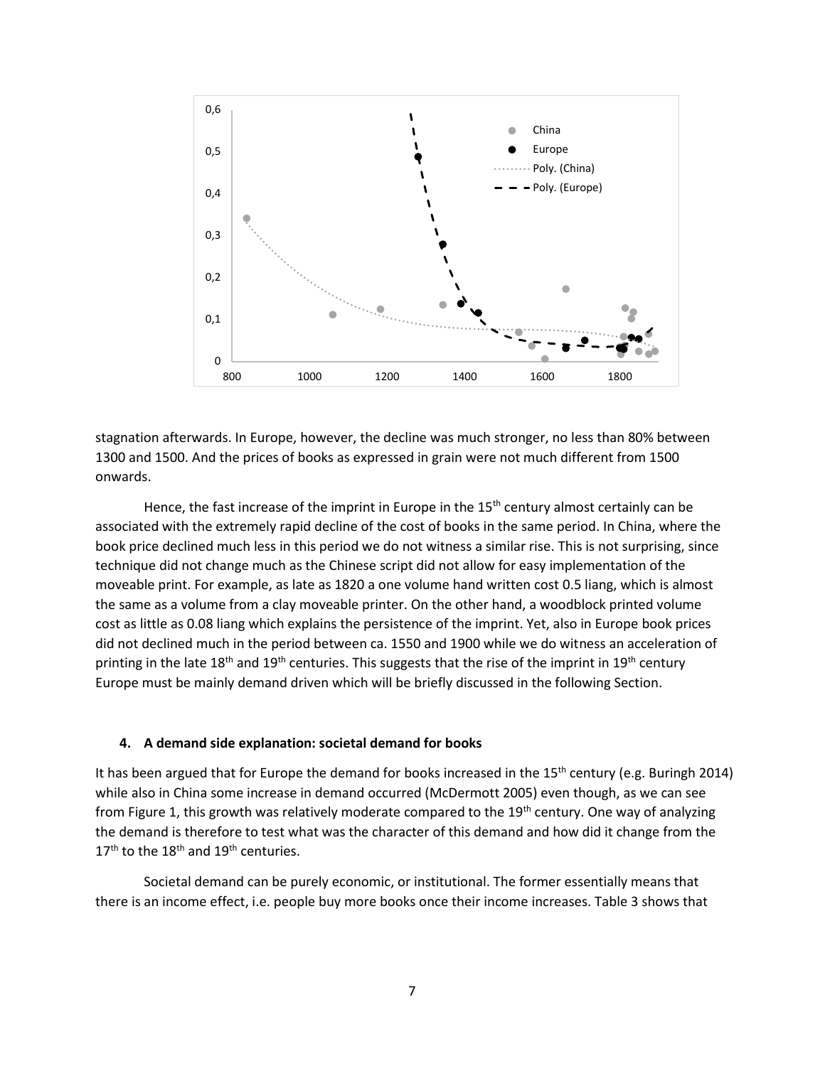stagnation afterwards. In Europe, however, the decline was much stronger, no less than 80% between 1300 and 1500. And the prices of books as expressed in grain were not much different from 1500 onwards.

Hence, the fast increase of the imprint in Europe in the 15th century almost certainly can be associated with the extremely rapid decline of the cost of books in the same period. In China, where the book price declined much less in this period we do not witness a similar rise. This is not surprising, since technique did not change much as the Chinese script did not allow for easy implementation of the moveable print. For example, as late as 1820 a one volume hand written cost 0.5 liang, which is almost the same as a volume from a clay moveable printer. On the other hand, a woodblock printed volume cost as little as 0.08 liang which explains the persistence of the imprint. Yet, also in Europe book prices did not declined much in the period between ca. 1550 and 1900 while we do witness an acceleration of printing in the late 18th and 19th centuries. This suggests that the rise of the imprint in 19th century Europe must be mainly demand driven which will be briefly discussed in the following Section.

### 4. A demand side explanation: societal demand for books

It has been argued that for Europe the demand for books increased in the 15th century (e.g. Buringh 2014) while also in China some increase in demand occurred (McDermott 2005) even though, as we can see from Figure 1, this growth was relatively moderate compared to the 19th century. One way of analyzing the demand is therefore to test what was the character of this demand and how did it change from the 17th to the 18th and 19th centuries.

Societal demand can be purely economic, or institutional. The former essentially means that there is an income effect, i.e. people buy more books once their income increases. Table 3 shows that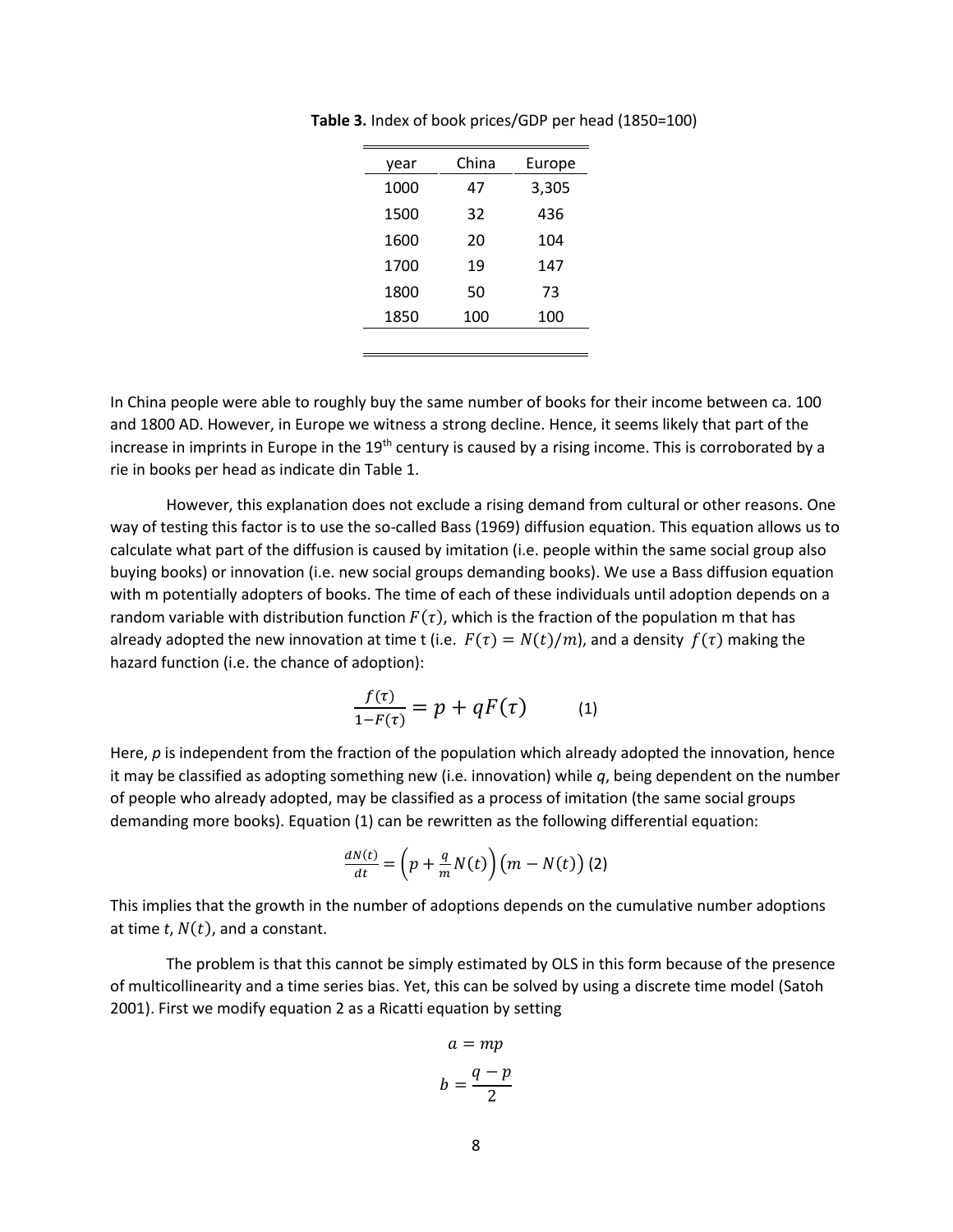**Table 3.** Index of book prices/GDP per head (1850=100)

| year | China | Europe |
|---|---|---|
| 1000 | 47 | 3,305 |
| 1500 | 32 | 436 |
| 1600 | 20 | 104 |
| 1700 | 19 | 147 |
| 1800 | 50 | 73 |
| 1850 | 100 | 100 |

In China people were able to roughly buy the same number of books for their income between ca. 100 and 1800 AD. However, in Europe we witness a strong decline. Hence, it seems likely that part of the increase in imprints in Europe in the 19th century is caused by a rising income. This is corroborated by a rie in books per head as indicate din Table 1.

However, this explanation does not exclude a rising demand from cultural or other reasons. One way of testing this factor is to use the so-called Bass (1969) diffusion equation. This equation allows us to calculate what part of the diffusion is caused by imitation (i.e. people within the same social group also buying books) or innovation (i.e. new social groups demanding books). We use a Bass diffusion equation with m potentially adopters of books. The time of each of these individuals until adoption depends on a random variable with distribution function $F(\tau)$, which is the fraction of the population m that has already adopted the new innovation at time t (i.e. $F(\tau) = N(t)/m$), and a density $f(\tau)$ making the hazard function (i.e. the chance of adoption):

$$\frac{f(\tau)}{1-F(\tau)} = p + qF(\tau) \qquad (1)$$

Here, *p* is independent from the fraction of the population which already adopted the innovation, hence it may be classified as adopting something new (i.e. innovation) while *q*, being dependent on the number of people who already adopted, may be classified as a process of imitation (the same social groups demanding more books). Equation (1) can be rewritten as the following differential equation:

$$\frac{dN(t)}{dt} = \left(p + \frac{q}{m}N(t)\right)\left(m - N(t)\right) \; (2)$$

This implies that the growth in the number of adoptions depends on the cumulative number adoptions at time *t*, $N(t)$, and a constant.

The problem is that this cannot be simply estimated by OLS in this form because of the presence of multicollinearity and a time series bias. Yet, this can be solved by using a discrete time model (Satoh 2001). First we modify equation 2 as a Ricatti equation by setting

$$a = mp$$

$$b = \frac{q-p}{2}$$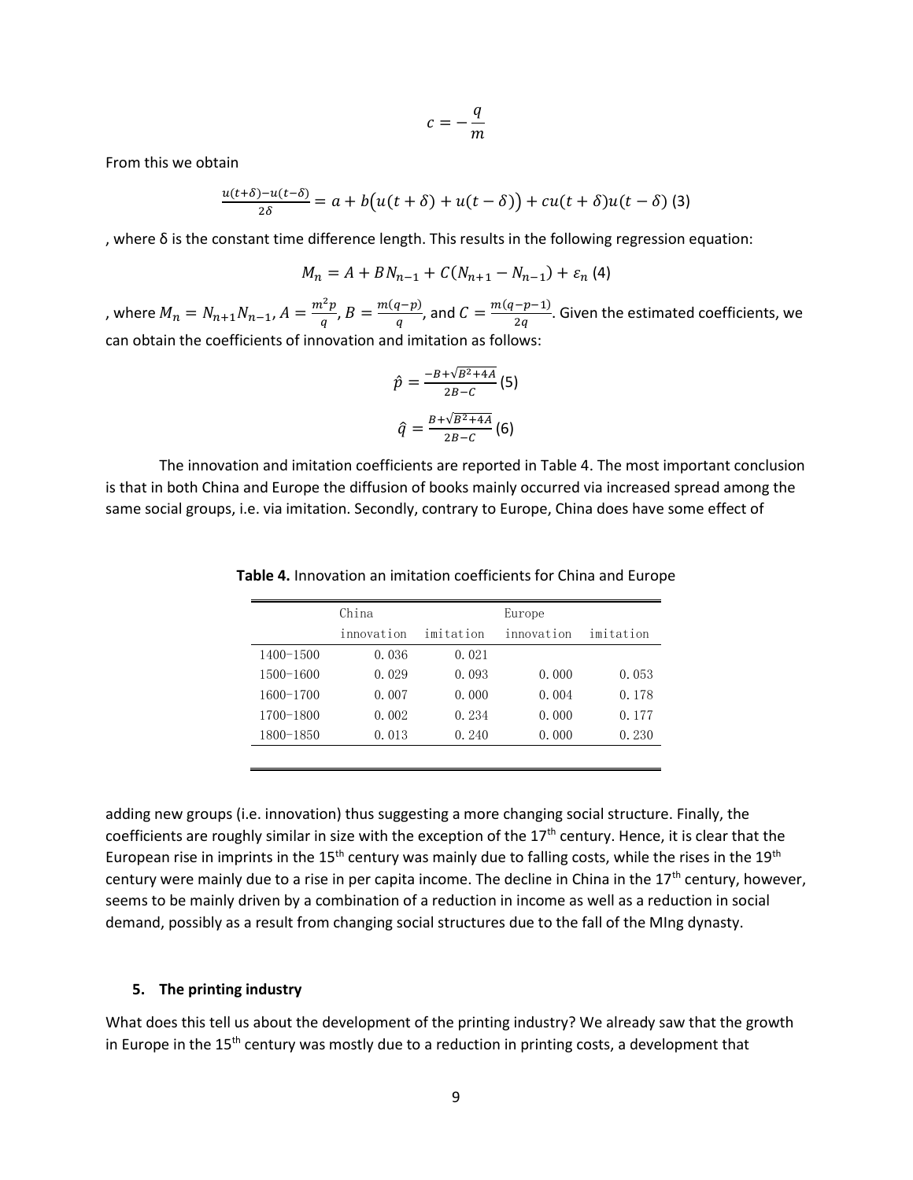$$c = -\frac{q}{m}$$

From this we obtain

$$\frac{u(t+\delta)-u(t-\delta)}{2\delta} = a + b\big(u(t+\delta) + u(t-\delta)\big) + cu(t+\delta)u(t-\delta) \text{ (3)}$$

, where δ is the constant time difference length. This results in the following regression equation:

$$M_n = A + BN_{n-1} + C(N_{n+1} - N_{n-1}) + \varepsilon_n \text{ (4)}$$

, where $M_n = N_{n+1}N_{n-1}$, $A = \frac{m^2 p}{q}$, $B = \frac{m(q-p)}{q}$, and $C = \frac{m(q-p-1)}{2q}$. Given the estimated coefficients, we can obtain the coefficients of innovation and imitation as follows:

$$\hat{p} = \frac{-B+\sqrt{B^2+4A}}{2B-C} \text{ (5)}$$

$$\hat{q} = \frac{B+\sqrt{B^2+4A}}{2B-C} \text{ (6)}$$

The innovation and imitation coefficients are reported in Table 4. The most important conclusion is that in both China and Europe the diffusion of books mainly occurred via increased spread among the same social groups, i.e. via imitation. Secondly, contrary to Europe, China does have some effect of adding new groups (i.e. innovation) thus suggesting a more changing social structure. Finally, the coefficients are roughly similar in size with the exception of the 17th century. Hence, it is clear that the European rise in imprints in the 15th century was mainly due to falling costs, while the rises in the 19th century were mainly due to a rise in per capita income. The decline in China in the 17th century, however, seems to be mainly driven by a combination of a reduction in income as well as a reduction in social demand, possibly as a result from changing social structures due to the fall of the MIng dynasty.

**Table 4.** Innovation an imitation coefficients for China and Europe

| | China | | Europe | |
|---|---|---|---|---|
| | innovation | imitation | innovation | imitation |
| 1400-1500 | 0.036 | 0.021 | | |
| 1500-1600 | 0.029 | 0.093 | 0.000 | 0.053 |
| 1600-1700 | 0.007 | 0.000 | 0.004 | 0.178 |
| 1700-1800 | 0.002 | 0.234 | 0.000 | 0.177 |
| 1800-1850 | 0.013 | 0.240 | 0.000 | 0.230 |

## 5. The printing industry

What does this tell us about the development of the printing industry? We already saw that the growth in Europe in the 15th century was mostly due to a reduction in printing costs, a development that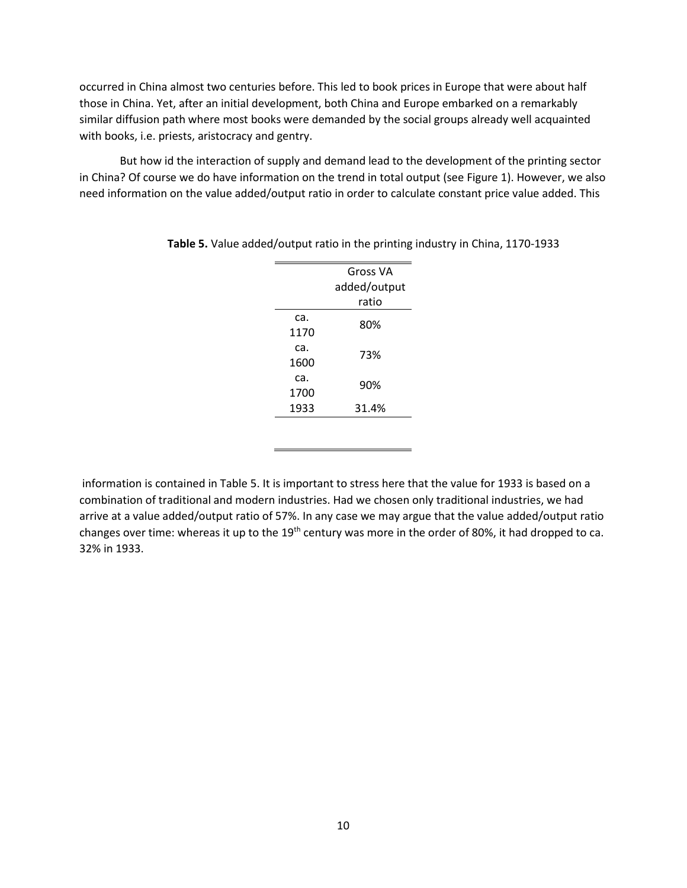occurred in China almost two centuries before. This led to book prices in Europe that were about half those in China. Yet, after an initial development, both China and Europe embarked on a remarkably similar diffusion path where most books were demanded by the social groups already well acquainted with books, i.e. priests, aristocracy and gentry.

But how id the interaction of supply and demand lead to the development of the printing sector in China? Of course we do have information on the trend in total output (see Figure 1). However, we also need information on the value added/output ratio in order to calculate constant price value added. This

**Table 5.** Value added/output ratio in the printing industry in China, 1170-1933

| | Gross VA added/output ratio |
|---|---|
| ca. 1170 | 80% |
| ca. 1600 | 73% |
| ca. 1700 | 90% |
| 1933 | 31.4% |

information is contained in Table 5. It is important to stress here that the value for 1933 is based on a combination of traditional and modern industries. Had we chosen only traditional industries, we had arrive at a value added/output ratio of 57%. In any case we may argue that the value added/output ratio changes over time: whereas it up to the 19th century was more in the order of 80%, it had dropped to ca. 32% in 1933.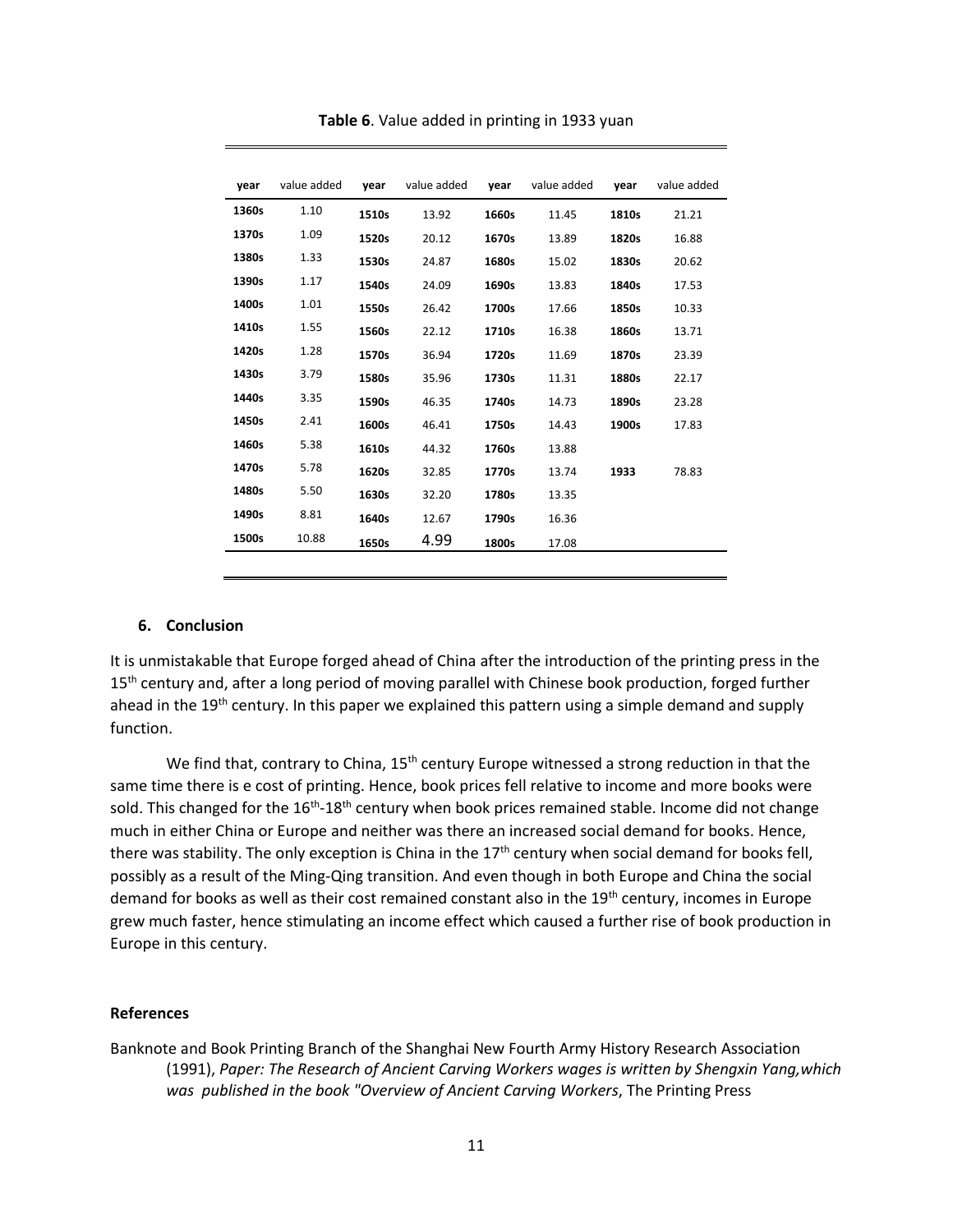**Table 6**. Value added in printing in 1933 yuan

| year | value added | year | value added | year | value added | year | value added |
|---|---|---|---|---|---|---|---|
| **1360s** | 1.10 | **1510s** | 13.92 | **1660s** | 11.45 | **1810s** | 21.21 |
| **1370s** | 1.09 | **1520s** | 20.12 | **1670s** | 13.89 | **1820s** | 16.88 |
| **1380s** | 1.33 | **1530s** | 24.87 | **1680s** | 15.02 | **1830s** | 20.62 |
| **1390s** | 1.17 | **1540s** | 24.09 | **1690s** | 13.83 | **1840s** | 17.53 |
| **1400s** | 1.01 | **1550s** | 26.42 | **1700s** | 17.66 | **1850s** | 10.33 |
| **1410s** | 1.55 | **1560s** | 22.12 | **1710s** | 16.38 | **1860s** | 13.71 |
| **1420s** | 1.28 | **1570s** | 36.94 | **1720s** | 11.69 | **1870s** | 23.39 |
| **1430s** | 3.79 | **1580s** | 35.96 | **1730s** | 11.31 | **1880s** | 22.17 |
| **1440s** | 3.35 | **1590s** | 46.35 | **1740s** | 14.73 | **1890s** | 23.28 |
| **1450s** | 2.41 | **1600s** | 46.41 | **1750s** | 14.43 | **1900s** | 17.83 |
| **1460s** | 5.38 | **1610s** | 44.32 | **1760s** | 13.88 | | |
| **1470s** | 5.78 | **1620s** | 32.85 | **1770s** | 13.74 | **1933** | 78.83 |
| **1480s** | 5.50 | **1630s** | 32.20 | **1780s** | 13.35 | | |
| **1490s** | 8.81 | **1640s** | 12.67 | **1790s** | 16.36 | | |
| **1500s** | 10.88 | **1650s** | 4.99 | **1800s** | 17.08 | | |

## 6. Conclusion

It is unmistakable that Europe forged ahead of China after the introduction of the printing press in the 15th century and, after a long period of moving parallel with Chinese book production, forged further ahead in the 19th century. In this paper we explained this pattern using a simple demand and supply function.

We find that, contrary to China, 15th century Europe witnessed a strong reduction in that the same time there is e cost of printing. Hence, book prices fell relative to income and more books were sold. This changed for the 16th-18th century when book prices remained stable. Income did not change much in either China or Europe and neither was there an increased social demand for books. Hence, there was stability. The only exception is China in the 17th century when social demand for books fell, possibly as a result of the Ming-Qing transition. And even though in both Europe and China the social demand for books as well as their cost remained constant also in the 19th century, incomes in Europe grew much faster, hence stimulating an income effect which caused a further rise of book production in Europe in this century.

### References

Banknote and Book Printing Branch of the Shanghai New Fourth Army History Research Association (1991), *Paper: The Research of Ancient Carving Workers wages is written by Shengxin Yang,which was published in the book "Overview of Ancient Carving Workers*, The Printing Press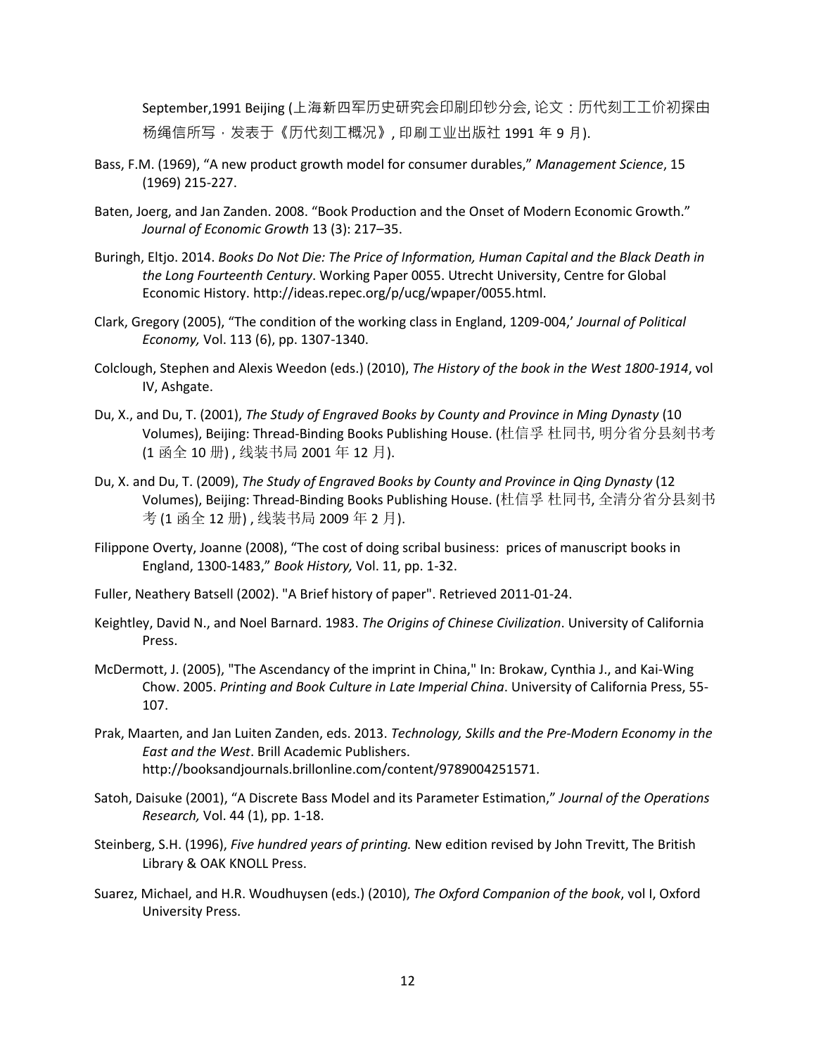September,1991 Beijing (上海新四军历史研究会印刷印钞分会, 论文：历代刻工工价初探由杨绳信所写，发表于《历代刻工概况》, 印刷工业出版社 1991 年 9 月).

Bass, F.M. (1969), "A new product growth model for consumer durables," *Management Science*, 15 (1969) 215-227.

Baten, Joerg, and Jan Zanden. 2008. "Book Production and the Onset of Modern Economic Growth." *Journal of Economic Growth* 13 (3): 217–35.

Buringh, Eltjo. 2014. *Books Do Not Die: The Price of Information, Human Capital and the Black Death in the Long Fourteenth Century*. Working Paper 0055. Utrecht University, Centre for Global Economic History. http://ideas.repec.org/p/ucg/wpaper/0055.html.

Clark, Gregory (2005), "The condition of the working class in England, 1209-004,' *Journal of Political Economy,* Vol. 113 (6), pp. 1307-1340.

Colclough, Stephen and Alexis Weedon (eds.) (2010), *The History of the book in the West 1800-1914*, vol IV, Ashgate.

Du, X., and Du, T. (2001), *The Study of Engraved Books by County and Province in Ming Dynasty* (10 Volumes), Beijing: Thread-Binding Books Publishing House. (杜信孚 杜同书, 明分省分县刻书考 (1 函全 10 册) , 线装书局 2001 年 12 月).

Du, X. and Du, T. (2009), *The Study of Engraved Books by County and Province in Qing Dynasty* (12 Volumes), Beijing: Thread-Binding Books Publishing House. (杜信孚 杜同书, 全清分省分县刻书考 (1 函全 12 册) , 线装书局 2009 年 2 月).

Filippone Overty, Joanne (2008), "The cost of doing scribal business: prices of manuscript books in England, 1300-1483," *Book History,* Vol. 11, pp. 1-32.

Fuller, Neathery Batsell (2002). "A Brief history of paper". Retrieved 2011-01-24.

Keightley, David N., and Noel Barnard. 1983. *The Origins of Chinese Civilization*. University of California Press.

McDermott, J. (2005), "The Ascendancy of the imprint in China," In: Brokaw, Cynthia J., and Kai-Wing Chow. 2005. *Printing and Book Culture in Late Imperial China*. University of California Press, 55-107.

Prak, Maarten, and Jan Luiten Zanden, eds. 2013. *Technology, Skills and the Pre-Modern Economy in the East and the West*. Brill Academic Publishers. http://booksandjournals.brillonline.com/content/9789004251571.

Satoh, Daisuke (2001), "A Discrete Bass Model and its Parameter Estimation," *Journal of the Operations Research,* Vol. 44 (1), pp. 1-18.

Steinberg, S.H. (1996), *Five hundred years of printing.* New edition revised by John Trevitt, The British Library & OAK KNOLL Press.

Suarez, Michael, and H.R. Woudhuysen (eds.) (2010), *The Oxford Companion of the book*, vol I, Oxford University Press.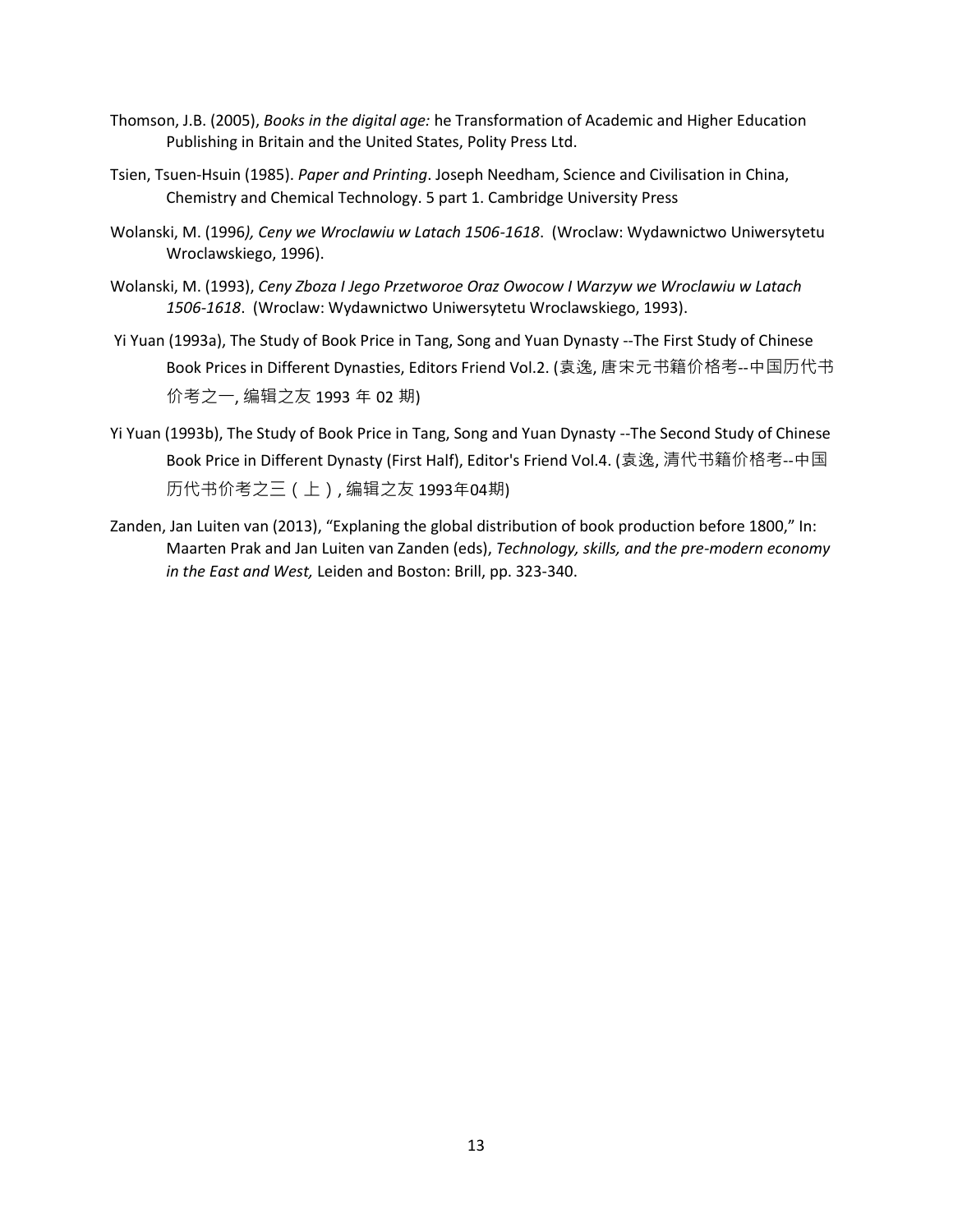Thomson, J.B. (2005), *Books in the digital age:* he Transformation of Academic and Higher Education Publishing in Britain and the United States, Polity Press Ltd.

Tsien, Tsuen-Hsuin (1985). *Paper and Printing*. Joseph Needham, Science and Civilisation in China, Chemistry and Chemical Technology. 5 part 1. Cambridge University Press

Wolanski, M. (1996*), Ceny we Wroclawiu w Latach 1506-1618*. (Wroclaw: Wydawnictwo Uniwersytetu Wroclawskiego, 1996).

Wolanski, M. (1993), *Ceny Zboza I Jego Przetworoe Oraz Owocow I Warzyw we Wroclawiu w Latach 1506-1618*. (Wroclaw: Wydawnictwo Uniwersytetu Wroclawskiego, 1993).

Yi Yuan (1993a), The Study of Book Price in Tang, Song and Yuan Dynasty --The First Study of Chinese Book Prices in Different Dynasties, Editors Friend Vol.2. (袁逸, 唐宋元书籍价格考--中国历代书价考之一, 编辑之友 1993 年 02 期)

Yi Yuan (1993b), The Study of Book Price in Tang, Song and Yuan Dynasty --The Second Study of Chinese Book Price in Different Dynasty (First Half), Editor's Friend Vol.4. (袁逸, 清代书籍价格考--中国历代书价考之三（上）, 编辑之友 1993年04期)

Zanden, Jan Luiten van (2013), "Explaining the global distribution of book production before 1800," In: Maarten Prak and Jan Luiten van Zanden (eds), *Technology, skills, and the pre-modern economy in the East and West,* Leiden and Boston: Brill, pp. 323-340.